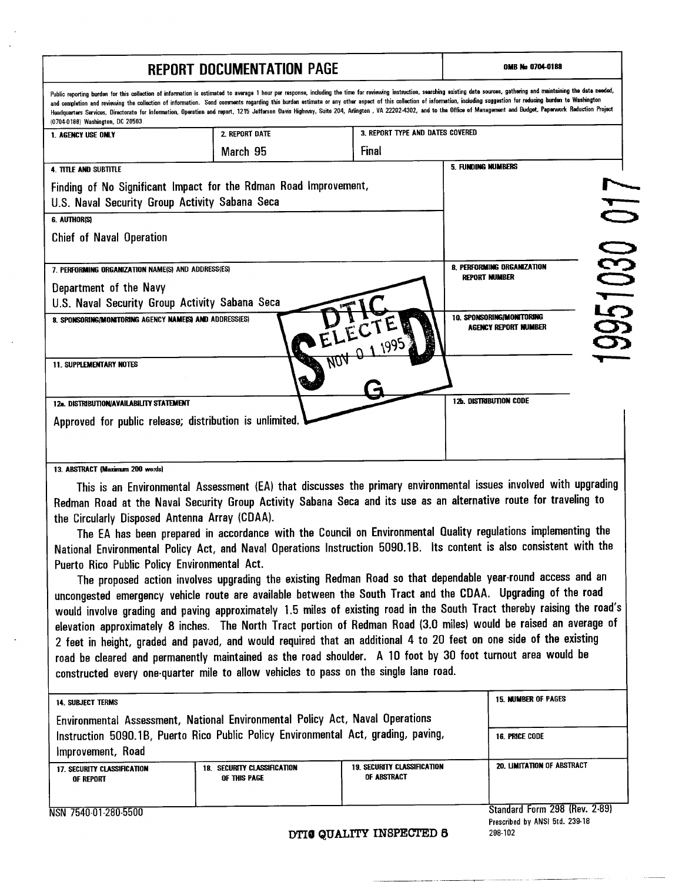# REPORT DOCUMENTATION PAGE

OMB No 0704-0188

Public reporting burden for this collection of information is estimated to average 1 hour per response, including the time for reviewing instruction, searching existing data sources, gathering and maintaining the data needed, and completion and reviewing the collection of information. Send comments regarding this burden estimate or any other aspect of this collection of information, including suggestion for reducing burden to Washington Headquarters Services, Directorate for Information, Operation and report, 1215 Jefferson Davis Highway, Suite 204, Arlington, VA 22202-4302, and to the Office of Management and Budget, Paperwork Reduction Project (0704-0188) Washington, DC 20503.

| 1. AGENCY USE ONLY | 2. REPORT DATE | 3. REPORT TYPE AND DATES COVERED |
|---|---|---|
| | March 95 | Final |

**4. TITLE AND SUBTITLE**

Finding of No Significant Impact for the Rdman Road Improvement, U.S. Naval Security Group Activity Sabana Seca

**5. FUNDING NUMBERS**

**6. AUTHOR(S)**

Chief of Naval Operation

**7. PERFORMING ORGANIZATION NAME(S) AND ADDRESS(ES)**

Department of the Navy
U.S. Naval Security Group Activity Sabana Seca

**8. PERFORMING ORGANIZATION REPORT NUMBER**

**9. SPONSORING/MONITORING AGENCY NAME(S) AND ADDRESS(ES)**

**10. SPONSORING/MONITORING AGENCY REPORT NUMBER**

DTIC ELECTE NOV 0 1 1995 S D G

19951030 017

**11. SUPPLEMENTARY NOTES**

**12a. DISTRIBUTION/AVAILABILITY STATEMENT**

Approved for public release; distribution is unlimited.

**12b. DISTRIBUTION CODE**

**13. ABSTRACT (Maximum 200 words)**

This is an Environmental Assessment (EA) that discusses the primary environmental issues involved with upgrading Redman Road at the Naval Security Group Activity Sabana Seca and its use as an alternative route for traveling to the Circularly Disposed Antenna Array (CDAA).

The EA has been prepared in accordance with the Council on Environmental Quality regulations implementing the National Environmental Policy Act, and Naval Operations Instruction 5090.1B. Its content is also consistent with the Puerto Rico Public Policy Environmental Act.

The proposed action involves upgrading the existing Redman Road so that dependable year-round access and an uncongested emergency vehicle route are available between the South Tract and the CDAA. Upgrading of the road would involve grading and paving approximately 1.5 miles of existing road in the South Tract thereby raising the road's elevation approximately 8 inches. The North Tract portion of Redman Road (3.0 miles) would be raised an average of 2 feet in height, graded and paved, and would required that an additional 4 to 20 feet on one side of the existing road be cleared and permanently maintained as the road shoulder. A 10 foot by 30 foot turnout area would be constructed every one-quarter mile to allow vehicles to pass on the single lane road.

**14. SUBJECT TERMS**

Environmental Assessment, National Environmental Policy Act, Naval Operations Instruction 5090.1B, Puerto Rico Public Policy Environmental Act, grading, paving, Improvement, Road

**15. NUMBER OF PAGES**

**16. PRICE CODE**

| 17. SECURITY CLASSIFICATION OF REPORT | 18. SECURITY CLASSIFICATION OF THIS PAGE | 19. SECURITY CLASSIFICATION OF ABSTRACT | 20. LIMITATION OF ABSTRACT |
|---|---|---|---|
| | | | |

NSN 7540-01-280-5500

Standard Form 298 (Rev. 2-89)
Prescribed by ANSI Std. 239-18
298-102

DTIC QUALITY INSPECTED 5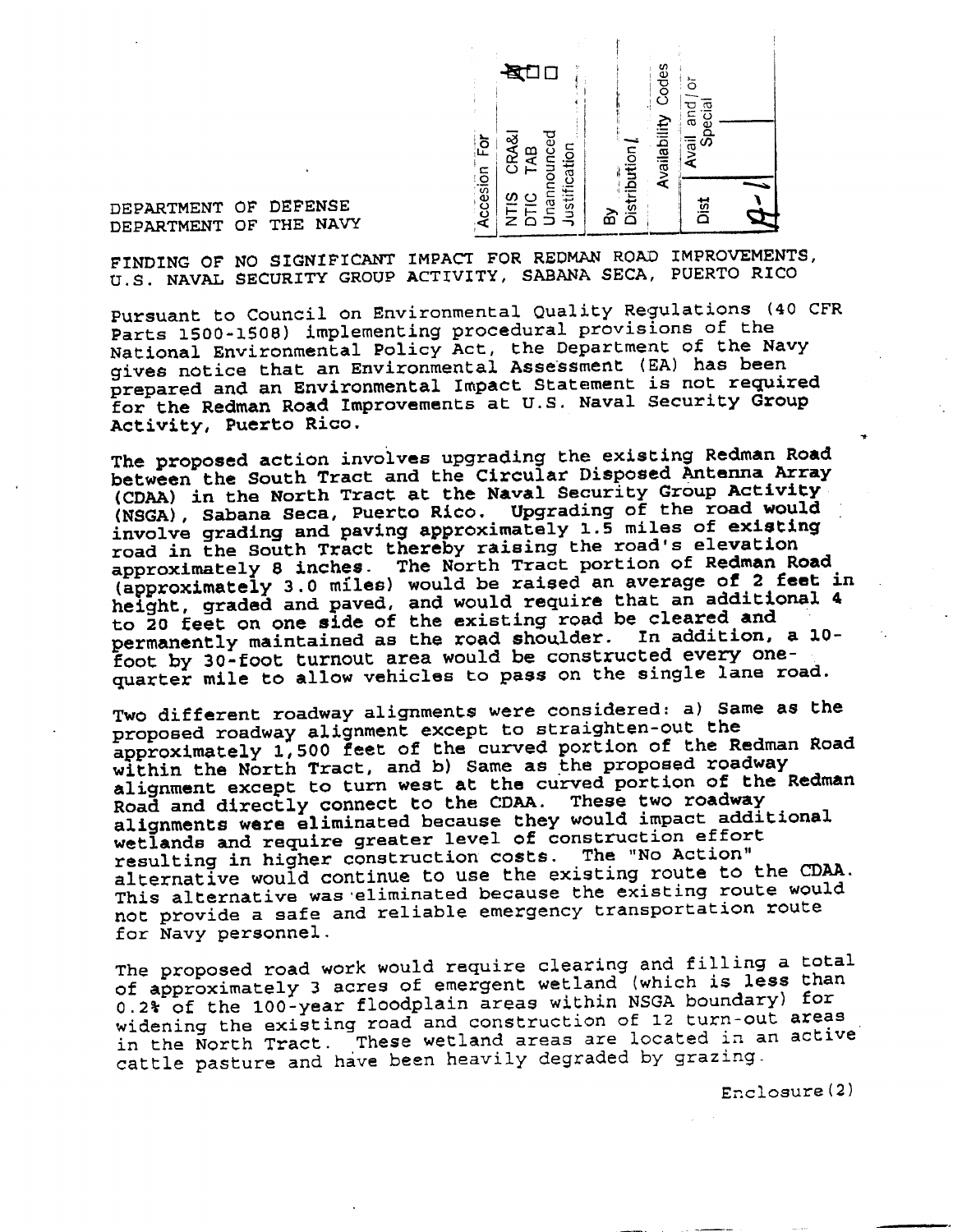| Accesion For | |
|---|---|
| NTIS CRA&I | X |
| DTIC TAB | ☐ |
| Unannounced | ☐ |
| Justification | |
| By | |
| Distribution / | |
| Availability Codes | |
| Dist | Avail and / or Special |
| A-1 | |

DEPARTMENT OF DEFENSE
DEPARTMENT OF THE NAVY

FINDING OF NO SIGNIFICANT IMPACT FOR REDMAN ROAD IMPROVEMENTS, U.S. NAVAL SECURITY GROUP ACTIVITY, SABANA SECA, PUERTO RICO

Pursuant to Council on Environmental Quality Regulations (40 CFR Parts 1500-1508) implementing procedural provisions of the National Environmental Policy Act, the Department of the Navy gives notice that an Environmental Assessment (EA) has been prepared and an Environmental Impact Statement is not required for the Redman Road Improvements at U.S. Naval Security Group Activity, Puerto Rico.

The proposed action involves upgrading the existing Redman Road between the South Tract and the Circular Disposed Antenna Array (CDAA) in the North Tract at the Naval Security Group Activity (NSGA), Sabana Seca, Puerto Rico. Upgrading of the road would involve grading and paving approximately 1.5 miles of existing road in the South Tract thereby raising the road's elevation approximately 8 inches. The North Tract portion of Redman Road (approximately 3.0 miles) would be raised an average of 2 feet in height, graded and paved, and would require that an additional 4 to 20 feet on one side of the existing road be cleared and permanently maintained as the road shoulder. In addition, a 10-foot by 30-foot turnout area would be constructed every one-quarter mile to allow vehicles to pass on the single lane road.

Two different roadway alignments were considered: a) Same as the proposed roadway alignment except to straighten-out the approximately 1,500 feet of the curved portion of the Redman Road within the North Tract, and b) Same as the proposed roadway alignment except to turn west at the curved portion of the Redman Road and directly connect to the CDAA. These two roadway alignments were eliminated because they would impact additional wetlands and require greater level of construction effort resulting in higher construction costs. The "No Action" alternative would continue to use the existing route to the CDAA. This alternative was eliminated because the existing route would not provide a safe and reliable emergency transportation route for Navy personnel.

The proposed road work would require clearing and filling a total of approximately 3 acres of emergent wetland (which is less than 0.2% of the 100-year floodplain areas within NSGA boundary) for widening the existing road and construction of 12 turn-out areas in the North Tract. These wetland areas are located in an active cattle pasture and have been heavily degraded by grazing.

Enclosure(2)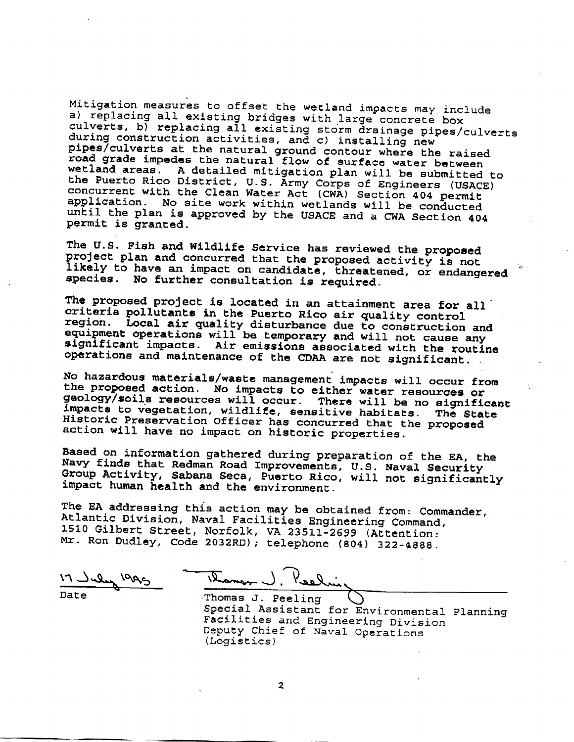Mitigation measures to offset the wetland impacts may include a) replacing all existing bridges with large concrete box culverts, b) replacing all existing storm drainage pipes/culverts during construction activities, and c) installing new pipes/culverts at the natural ground contour where the raised road grade impedes the natural flow of surface water between wetland areas. A detailed mitigation plan will be submitted to the Puerto Rico District, U.S. Army Corps of Engineers (USACE) concurrent with the Clean Water Act (CWA) Section 404 permit application. No site work within wetlands will be conducted until the plan is approved by the USACE and a CWA Section 404 permit is granted.

The U.S. Fish and Wildlife Service has reviewed the proposed project plan and concurred that the proposed activity is not likely to have an impact on candidate, threatened, or endangered species. No further consultation is required.

The proposed project is located in an attainment area for all criteria pollutants in the Puerto Rico air quality control region. Local air quality disturbance due to construction and equipment operations will be temporary and will not cause any significant impacts. Air emissions associated with the routine operations and maintenance of the CDAA are not significant.

No hazardous materials/waste management impacts will occur from the proposed action. No impacts to either water resources or geology/soils resources will occur. There will be no significant impacts to vegetation, wildlife, sensitive habitats. The State Historic Preservation Officer has concurred that the proposed action will have no impact on historic properties.

Based on information gathered during preparation of the EA, the Navy finds that Redman Road Improvements, U.S. Naval Security Group Activity, Sabana Seca, Puerto Rico, will not significantly impact human health and the environment.

The EA addressing this action may be obtained from: Commander, Atlantic Division, Naval Facilities Engineering Command, 1510 Gilbert Street, Norfolk, VA 23511-2699 (Attention: Mr. Ron Dudley, Code 2032RD); telephone (804) 322-4888.

17 July 1995
Date

Thomas J. Peeling
Special Assistant for Environmental Planning
Facilities and Engineering Division
Deputy Chief of Naval Operations
(Logistics)